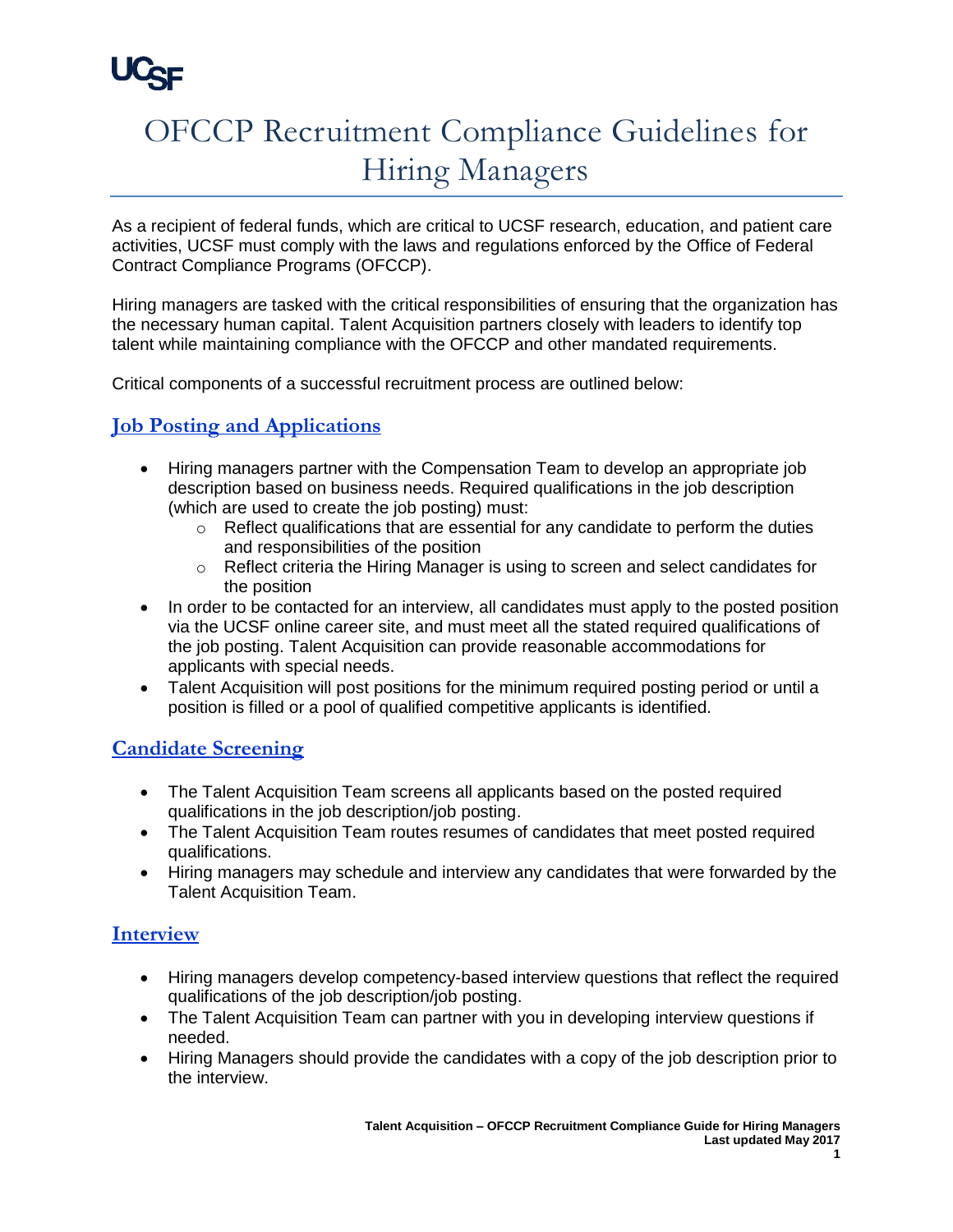UCSF

# OFCCP Recruitment Compliance Guidelines for Hiring Managers

As a recipient of federal funds, which are critical to UCSF research, education, and patient care activities, UCSF must comply with the laws and regulations enforced by the Office of Federal Contract Compliance Programs (OFCCP).

Hiring managers are tasked with the critical responsibilities of ensuring that the organization has the necessary human capital. Talent Acquisition partners closely with leaders to identify top talent while maintaining compliance with the OFCCP and other mandated requirements.

Critical components of a successful recruitment process are outlined below:

## Job Posting and Applications

- Hiring managers partner with the Compensation Team to develop an appropriate job description based on business needs. Required qualifications in the job description (which are used to create the job posting) must:
    - Reflect qualifications that are essential for any candidate to perform the duties and responsibilities of the position
    - Reflect criteria the Hiring Manager is using to screen and select candidates for the position
- In order to be contacted for an interview, all candidates must apply to the posted position via the UCSF online career site, and must meet all the stated required qualifications of the job posting. Talent Acquisition can provide reasonable accommodations for applicants with special needs.
- Talent Acquisition will post positions for the minimum required posting period or until a position is filled or a pool of qualified competitive applicants is identified.

## Candidate Screening

- The Talent Acquisition Team screens all applicants based on the posted required qualifications in the job description/job posting.
- The Talent Acquisition Team routes resumes of candidates that meet posted required qualifications.
- Hiring managers may schedule and interview any candidates that were forwarded by the Talent Acquisition Team.

## Interview

- Hiring managers develop competency-based interview questions that reflect the required qualifications of the job description/job posting.
- The Talent Acquisition Team can partner with you in developing interview questions if needed.
- Hiring Managers should provide the candidates with a copy of the job description prior to the interview.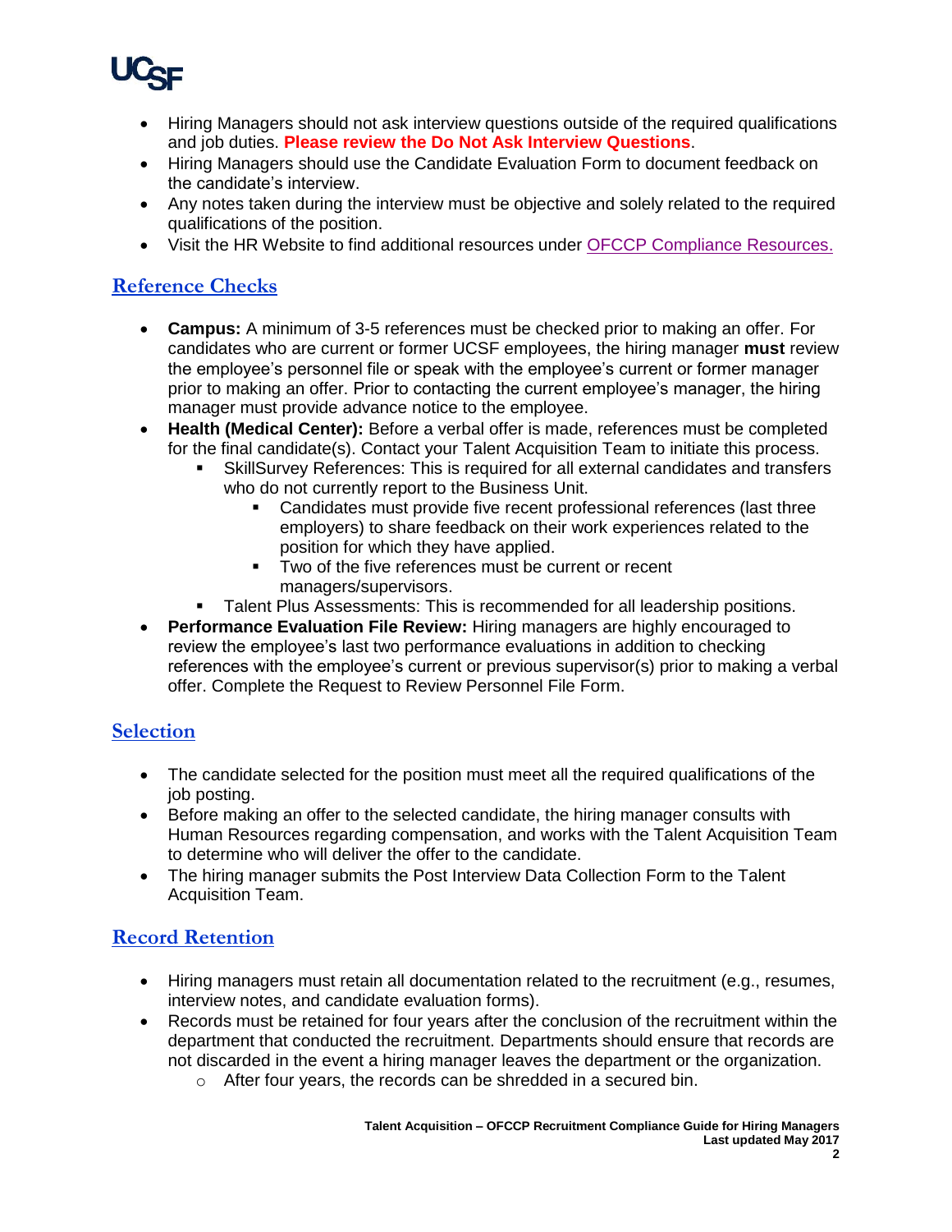- Hiring Managers should not ask interview questions outside of the required qualifications and job duties. **Please review the Do Not Ask Interview Questions**.
- Hiring Managers should use the Candidate Evaluation Form to document feedback on the candidate's interview.
- Any notes taken during the interview must be objective and solely related to the required qualifications of the position.
- Visit the HR Website to find additional resources under [OFCCP Compliance Resources.]()

## Reference Checks

- **Campus:** A minimum of 3-5 references must be checked prior to making an offer. For candidates who are current or former UCSF employees, the hiring manager **must** review the employee's personnel file or speak with the employee's current or former manager prior to making an offer. Prior to contacting the current employee's manager, the hiring manager must provide advance notice to the employee.
- **Health (Medical Center):** Before a verbal offer is made, references must be completed for the final candidate(s). Contact your Talent Acquisition Team to initiate this process.
  - SkillSurvey References: This is required for all external candidates and transfers who do not currently report to the Business Unit.
    - Candidates must provide five recent professional references (last three employers) to share feedback on their work experiences related to the position for which they have applied.
    - Two of the five references must be current or recent managers/supervisors.
  - Talent Plus Assessments: This is recommended for all leadership positions.
- **Performance Evaluation File Review:** Hiring managers are highly encouraged to review the employee's last two performance evaluations in addition to checking references with the employee's current or previous supervisor(s) prior to making a verbal offer. Complete the Request to Review Personnel File Form.

## Selection

- The candidate selected for the position must meet all the required qualifications of the job posting.
- Before making an offer to the selected candidate, the hiring manager consults with Human Resources regarding compensation, and works with the Talent Acquisition Team to determine who will deliver the offer to the candidate.
- The hiring manager submits the Post Interview Data Collection Form to the Talent Acquisition Team.

## Record Retention

- Hiring managers must retain all documentation related to the recruitment (e.g., resumes, interview notes, and candidate evaluation forms).
- Records must be retained for four years after the conclusion of the recruitment within the department that conducted the recruitment. Departments should ensure that records are not discarded in the event a hiring manager leaves the department or the organization.
  - After four years, the records can be shredded in a secured bin.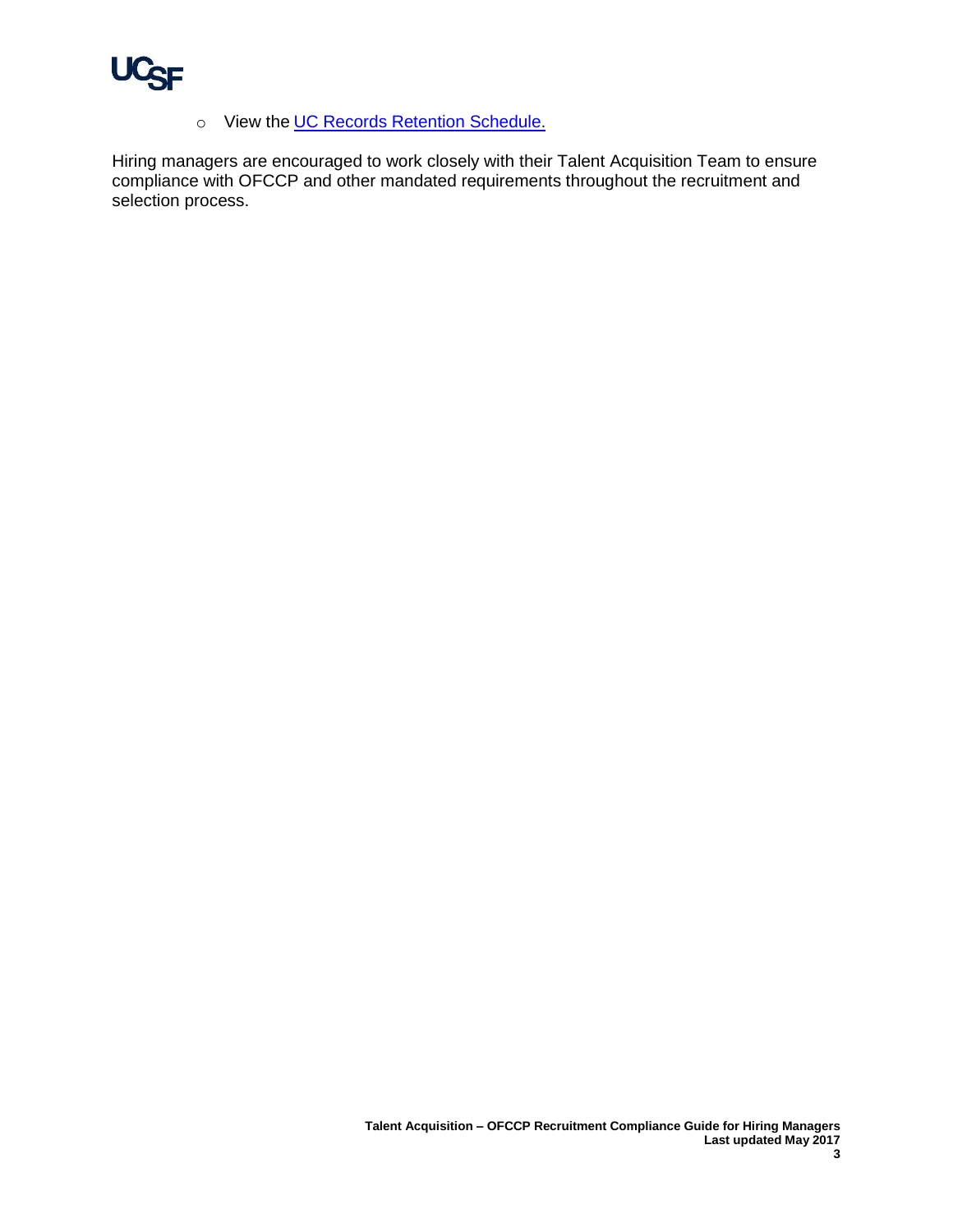- View the [UC Records Retention Schedule.]

Hiring managers are encouraged to work closely with their Talent Acquisition Team to ensure compliance with OFCCP and other mandated requirements throughout the recruitment and selection process.